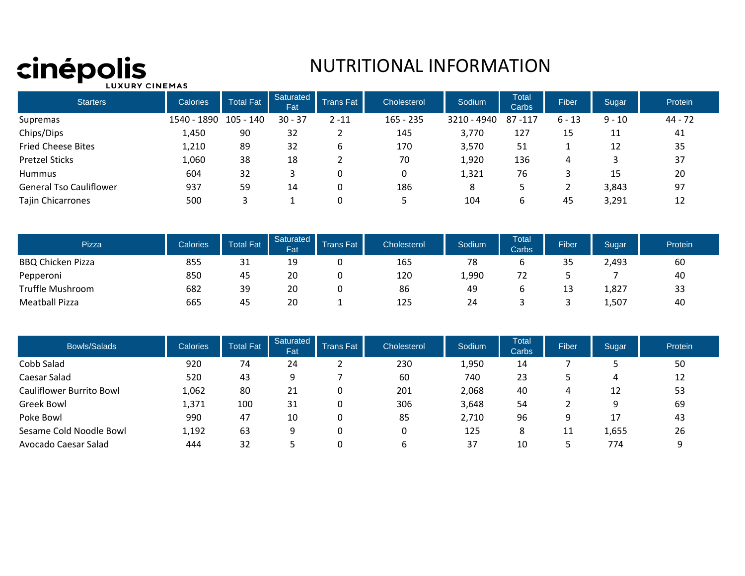cinépolis
LUXURY CINEMAS

# NUTRITIONAL INFORMATION

| Starters | Calories | Total Fat | Saturated Fat | Trans Fat | Cholesterol | Sodium | Total Carbs | Fiber | Sugar | Protein |
|---|---|---|---|---|---|---|---|---|---|---|
| Supremas | 1540 - 1890 | 105 - 140 | 30 - 37 | 2 -11 | 165 - 235 | 3210 - 4940 | 87 -117 | 6 - 13 | 9 - 10 | 44 - 72 |
| Chips/Dips | 1,450 | 90 | 32 | 2 | 145 | 3,770 | 127 | 15 | 11 | 41 |
| Fried Cheese Bites | 1,210 | 89 | 32 | 6 | 170 | 3,570 | 51 | 1 | 12 | 35 |
| Pretzel Sticks | 1,060 | 38 | 18 | 2 | 70 | 1,920 | 136 | 4 | 3 | 37 |
| Hummus | 604 | 32 | 3 | 0 | 0 | 1,321 | 76 | 3 | 15 | 20 |
| General Tso Cauliflower | 937 | 59 | 14 | 0 | 186 | 8 | 5 | 2 | 3,843 | 97 |
| Tajin Chicarrones | 500 | 3 | 1 | 0 | 5 | 104 | 6 | 45 | 3,291 | 12 |

| Pizza | Calories | Total Fat | Saturated Fat | Trans Fat | Cholesterol | Sodium | Total Carbs | Fiber | Sugar | Protein |
|---|---|---|---|---|---|---|---|---|---|---|
| BBQ Chicken Pizza | 855 | 31 | 19 | 0 | 165 | 78 | 6 | 35 | 2,493 | 60 |
| Pepperoni | 850 | 45 | 20 | 0 | 120 | 1,990 | 72 | 5 | 7 | 40 |
| Truffle Mushroom | 682 | 39 | 20 | 0 | 86 | 49 | 6 | 13 | 1,827 | 33 |
| Meatball Pizza | 665 | 45 | 20 | 1 | 125 | 24 | 3 | 3 | 1,507 | 40 |

| Bowls/Salads | Calories | Total Fat | Saturated Fat | Trans Fat | Cholesterol | Sodium | Total Carbs | Fiber | Sugar | Protein |
|---|---|---|---|---|---|---|---|---|---|---|
| Cobb Salad | 920 | 74 | 24 | 2 | 230 | 1,950 | 14 | 7 | 5 | 50 |
| Caesar Salad | 520 | 43 | 9 | 7 | 60 | 740 | 23 | 5 | 4 | 12 |
| Cauliflower Burrito Bowl | 1,062 | 80 | 21 | 0 | 201 | 2,068 | 40 | 4 | 12 | 53 |
| Greek Bowl | 1,371 | 100 | 31 | 0 | 306 | 3,648 | 54 | 2 | 9 | 69 |
| Poke Bowl | 990 | 47 | 10 | 0 | 85 | 2,710 | 96 | 9 | 17 | 43 |
| Sesame Cold Noodle Bowl | 1,192 | 63 | 9 | 0 | 0 | 125 | 8 | 11 | 1,655 | 26 |
| Avocado Caesar Salad | 444 | 32 | 5 | 0 | 6 | 37 | 10 | 5 | 774 | 9 |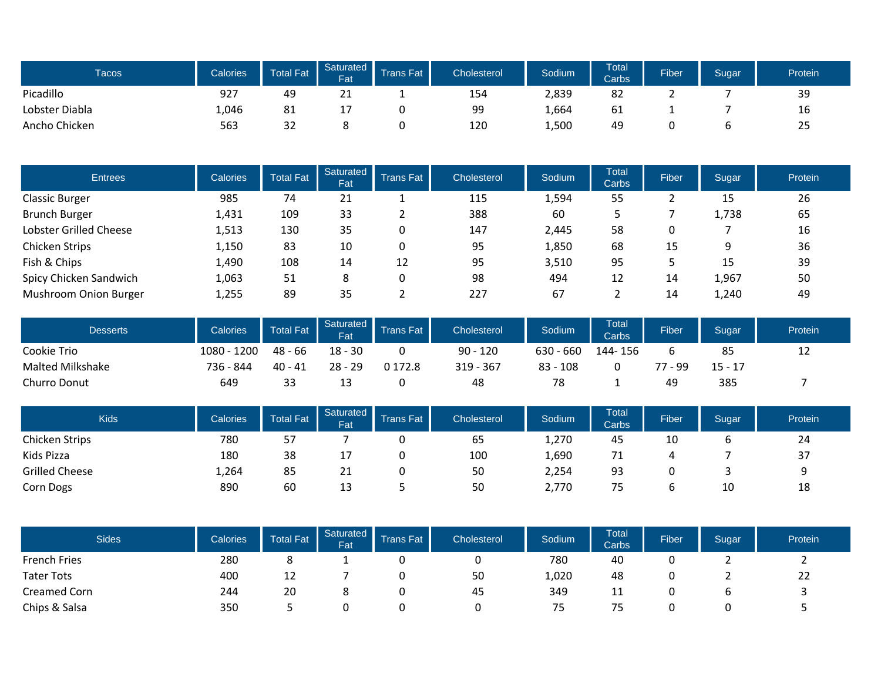| Tacos | Calories | Total Fat | Saturated Fat | Trans Fat | Cholesterol | Sodium | Total Carbs | Fiber | Sugar | Protein |
|---|---|---|---|---|---|---|---|---|---|---|
| Picadillo | 927 | 49 | 21 | 1 | 154 | 2,839 | 82 | 2 | 7 | 39 |
| Lobster Diabla | 1,046 | 81 | 17 | 0 | 99 | 1,664 | 61 | 1 | 7 | 16 |
| Ancho Chicken | 563 | 32 | 8 | 0 | 120 | 1,500 | 49 | 0 | 6 | 25 |

| Entrees | Calories | Total Fat | Saturated Fat | Trans Fat | Cholesterol | Sodium | Total Carbs | Fiber | Sugar | Protein |
|---|---|---|---|---|---|---|---|---|---|---|
| Classic Burger | 985 | 74 | 21 | 1 | 115 | 1,594 | 55 | 2 | 15 | 26 |
| Brunch Burger | 1,431 | 109 | 33 | 2 | 388 | 60 | 5 | 7 | 1,738 | 65 |
| Lobster Grilled Cheese | 1,513 | 130 | 35 | 0 | 147 | 2,445 | 58 | 0 | 7 | 16 |
| Chicken Strips | 1,150 | 83 | 10 | 0 | 95 | 1,850 | 68 | 15 | 9 | 36 |
| Fish & Chips | 1,490 | 108 | 14 | 12 | 95 | 3,510 | 95 | 5 | 15 | 39 |
| Spicy Chicken Sandwich | 1,063 | 51 | 8 | 0 | 98 | 494 | 12 | 14 | 1,967 | 50 |
| Mushroom Onion Burger | 1,255 | 89 | 35 | 2 | 227 | 67 | 2 | 14 | 1,240 | 49 |

| Desserts | Calories | Total Fat | Saturated Fat | Trans Fat | Cholesterol | Sodium | Total Carbs | Fiber | Sugar | Protein |
|---|---|---|---|---|---|---|---|---|---|---|
| Cookie Trio | 1080 - 1200 | 48 - 66 | 18 - 30 | 0 | 90 - 120 | 630 - 660 | 144- 156 | 6 | 85 | 12 |
| Malted Milkshake | 736 - 844 | 40 - 41 | 28 - 29 | 0 172.8 | 319 - 367 | 83 - 108 | 0 | 77 - 99 | 15 - 17 | |
| Churro Donut | 649 | 33 | 13 | 0 | 48 | 78 | 1 | 49 | 385 | 7 |

| Kids | Calories | Total Fat | Saturated Fat | Trans Fat | Cholesterol | Sodium | Total Carbs | Fiber | Sugar | Protein |
|---|---|---|---|---|---|---|---|---|---|---|
| Chicken Strips | 780 | 57 | 7 | 0 | 65 | 1,270 | 45 | 10 | 6 | 24 |
| Kids Pizza | 180 | 38 | 17 | 0 | 100 | 1,690 | 71 | 4 | 7 | 37 |
| Grilled Cheese | 1,264 | 85 | 21 | 0 | 50 | 2,254 | 93 | 0 | 3 | 9 |
| Corn Dogs | 890 | 60 | 13 | 5 | 50 | 2,770 | 75 | 6 | 10 | 18 |

| Sides | Calories | Total Fat | Saturated Fat | Trans Fat | Cholesterol | Sodium | Total Carbs | Fiber | Sugar | Protein |
|---|---|---|---|---|---|---|---|---|---|---|
| French Fries | 280 | 8 | 1 | 0 | 0 | 780 | 40 | 0 | 2 | 2 |
| Tater Tots | 400 | 12 | 7 | 0 | 50 | 1,020 | 48 | 0 | 2 | 22 |
| Creamed Corn | 244 | 20 | 8 | 0 | 45 | 349 | 11 | 0 | 6 | 3 |
| Chips & Salsa | 350 | 5 | 0 | 0 | 0 | 75 | 75 | 0 | 0 | 5 |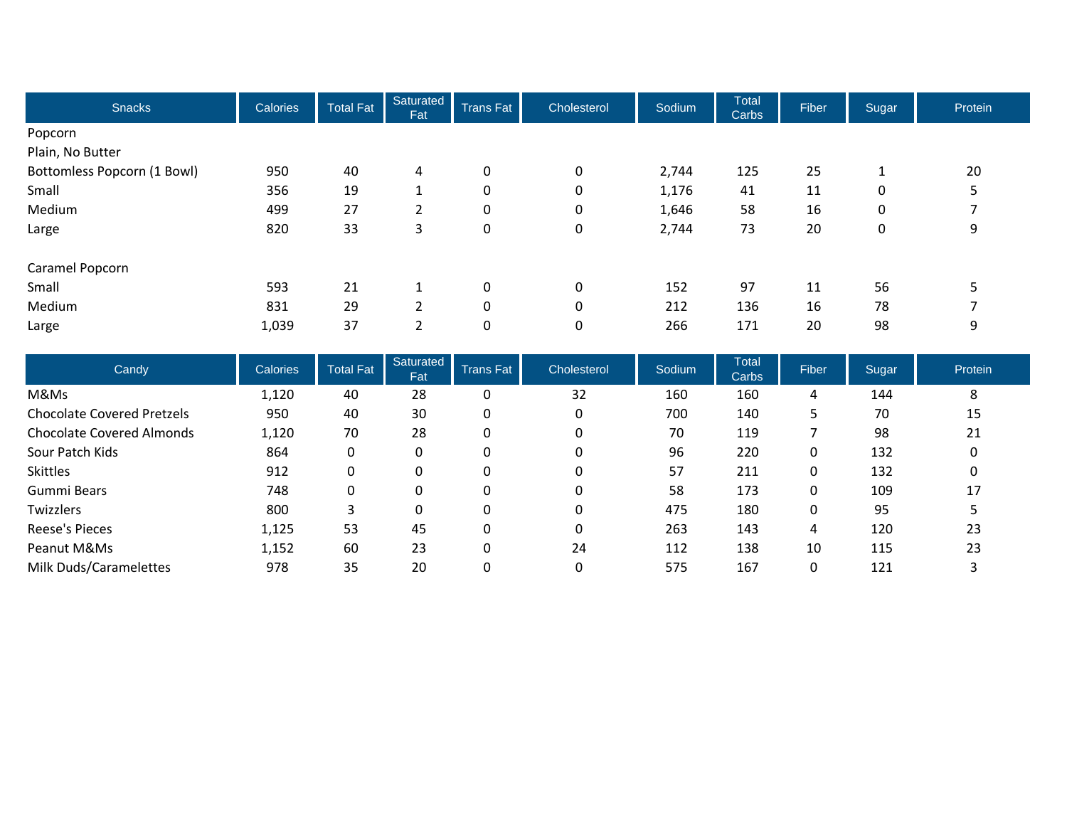| Snacks | Calories | Total Fat | Saturated Fat | Trans Fat | Cholesterol | Sodium | Total Carbs | Fiber | Sugar | Protein |
|---|---|---|---|---|---|---|---|---|---|---|
| Popcorn | | | | | | | | | | |
| Plain, No Butter | | | | | | | | | | |
| Bottomless Popcorn (1 Bowl) | 950 | 40 | 4 | 0 | 0 | 2,744 | 125 | 25 | 1 | 20 |
| Small | 356 | 19 | 1 | 0 | 0 | 1,176 | 41 | 11 | 0 | 5 |
| Medium | 499 | 27 | 2 | 0 | 0 | 1,646 | 58 | 16 | 0 | 7 |
| Large | 820 | 33 | 3 | 0 | 0 | 2,744 | 73 | 20 | 0 | 9 |
| | | | | | | | | | | |
| Caramel Popcorn | | | | | | | | | | |
| Small | 593 | 21 | 1 | 0 | 0 | 152 | 97 | 11 | 56 | 5 |
| Medium | 831 | 29 | 2 | 0 | 0 | 212 | 136 | 16 | 78 | 7 |
| Large | 1,039 | 37 | 2 | 0 | 0 | 266 | 171 | 20 | 98 | 9 |

| Candy | Calories | Total Fat | Saturated Fat | Trans Fat | Cholesterol | Sodium | Total Carbs | Fiber | Sugar | Protein |
|---|---|---|---|---|---|---|---|---|---|---|
| M&Ms | 1,120 | 40 | 28 | 0 | 32 | 160 | 160 | 4 | 144 | 8 |
| Chocolate Covered Pretzels | 950 | 40 | 30 | 0 | 0 | 700 | 140 | 5 | 70 | 15 |
| Chocolate Covered Almonds | 1,120 | 70 | 28 | 0 | 0 | 70 | 119 | 7 | 98 | 21 |
| Sour Patch Kids | 864 | 0 | 0 | 0 | 0 | 96 | 220 | 0 | 132 | 0 |
| Skittles | 912 | 0 | 0 | 0 | 0 | 57 | 211 | 0 | 132 | 0 |
| Gummi Bears | 748 | 0 | 0 | 0 | 0 | 58 | 173 | 0 | 109 | 17 |
| Twizzlers | 800 | 3 | 0 | 0 | 0 | 475 | 180 | 0 | 95 | 5 |
| Reese's Pieces | 1,125 | 53 | 45 | 0 | 0 | 263 | 143 | 4 | 120 | 23 |
| Peanut M&Ms | 1,152 | 60 | 23 | 0 | 24 | 112 | 138 | 10 | 115 | 23 |
| Milk Duds/Caramelettes | 978 | 35 | 20 | 0 | 0 | 575 | 167 | 0 | 121 | 3 |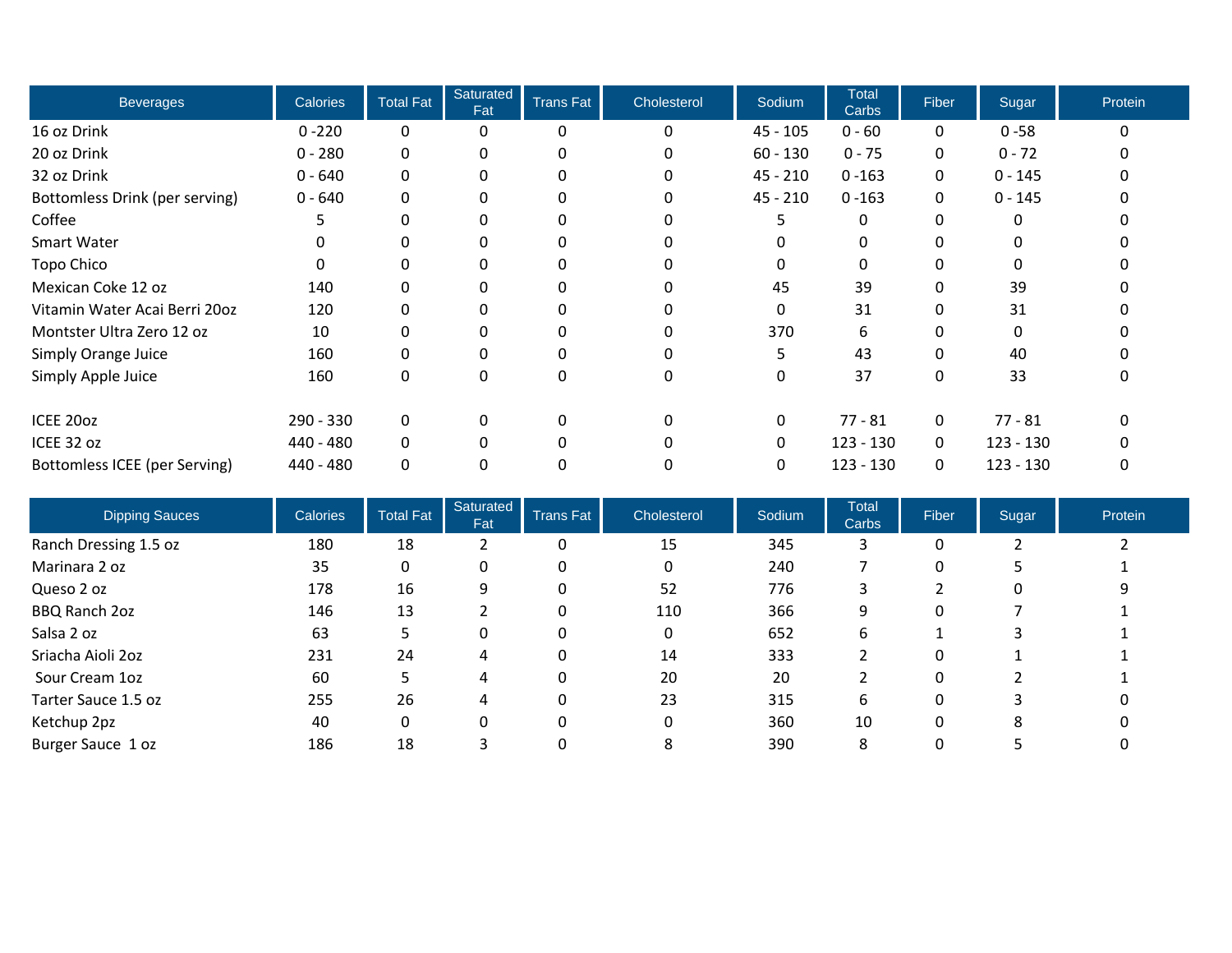| Beverages | Calories | Total Fat | Saturated Fat | Trans Fat | Cholesterol | Sodium | Total Carbs | Fiber | Sugar | Protein |
|---|---|---|---|---|---|---|---|---|---|---|
| 16 oz Drink | 0 -220 | 0 | 0 | 0 | 0 | 45 - 105 | 0 - 60 | 0 | 0 -58 | 0 |
| 20 oz Drink | 0 - 280 | 0 | 0 | 0 | 0 | 60 - 130 | 0 - 75 | 0 | 0 - 72 | 0 |
| 32 oz Drink | 0 - 640 | 0 | 0 | 0 | 0 | 45 - 210 | 0 -163 | 0 | 0 - 145 | 0 |
| Bottomless Drink (per serving) | 0 - 640 | 0 | 0 | 0 | 0 | 45 - 210 | 0 -163 | 0 | 0 - 145 | 0 |
| Coffee | 5 | 0 | 0 | 0 | 0 | 5 | 0 | 0 | 0 | 0 |
| Smart Water | 0 | 0 | 0 | 0 | 0 | 0 | 0 | 0 | 0 | 0 |
| Topo Chico | 0 | 0 | 0 | 0 | 0 | 0 | 0 | 0 | 0 | 0 |
| Mexican Coke 12 oz | 140 | 0 | 0 | 0 | 0 | 45 | 39 | 0 | 39 | 0 |
| Vitamin Water Acai Berri 20oz | 120 | 0 | 0 | 0 | 0 | 0 | 31 | 0 | 31 | 0 |
| Montster Ultra Zero 12 oz | 10 | 0 | 0 | 0 | 0 | 370 | 6 | 0 | 0 | 0 |
| Simply Orange Juice | 160 | 0 | 0 | 0 | 0 | 5 | 43 | 0 | 40 | 0 |
| Simply Apple Juice | 160 | 0 | 0 | 0 | 0 | 0 | 37 | 0 | 33 | 0 |
| | | | | | | | | | | |
| ICEE 20oz | 290 - 330 | 0 | 0 | 0 | 0 | 0 | 77 - 81 | 0 | 77 - 81 | 0 |
| ICEE 32 oz | 440 - 480 | 0 | 0 | 0 | 0 | 0 | 123 - 130 | 0 | 123 - 130 | 0 |
| Bottomless ICEE (per Serving) | 440 - 480 | 0 | 0 | 0 | 0 | 0 | 123 - 130 | 0 | 123 - 130 | 0 |

| Dipping Sauces | Calories | Total Fat | Saturated Fat | Trans Fat | Cholesterol | Sodium | Total Carbs | Fiber | Sugar | Protein |
|---|---|---|---|---|---|---|---|---|---|---|
| Ranch Dressing 1.5 oz | 180 | 18 | 2 | 0 | 15 | 345 | 3 | 0 | 2 | 2 |
| Marinara 2 oz | 35 | 0 | 0 | 0 | 0 | 240 | 7 | 0 | 5 | 1 |
| Queso 2 oz | 178 | 16 | 9 | 0 | 52 | 776 | 3 | 2 | 0 | 9 |
| BBQ Ranch 2oz | 146 | 13 | 2 | 0 | 110 | 366 | 9 | 0 | 7 | 1 |
| Salsa 2 oz | 63 | 5 | 0 | 0 | 0 | 652 | 6 | 1 | 3 | 1 |
| Sriacha Aioli 2oz | 231 | 24 | 4 | 0 | 14 | 333 | 2 | 0 | 1 | 1 |
| Sour Cream 1oz | 60 | 5 | 4 | 0 | 20 | 20 | 2 | 0 | 2 | 1 |
| Tarter Sauce 1.5 oz | 255 | 26 | 4 | 0 | 23 | 315 | 6 | 0 | 3 | 0 |
| Ketchup 2pz | 40 | 0 | 0 | 0 | 0 | 360 | 10 | 0 | 8 | 0 |
| Burger Sauce 1 oz | 186 | 18 | 3 | 0 | 8 | 390 | 8 | 0 | 5 | 0 |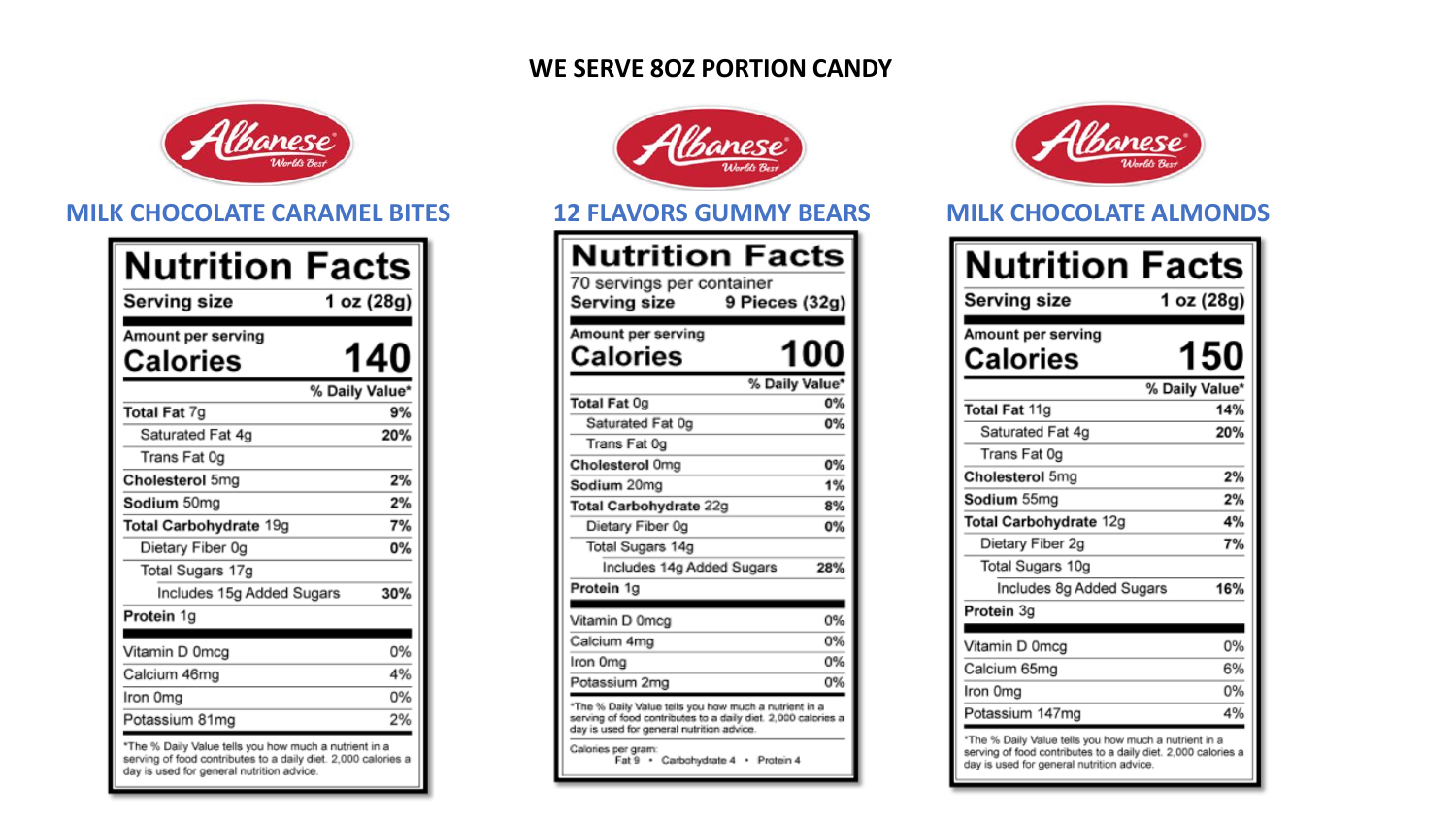# WE SERVE 8OZ PORTION CANDY

Albanese World's Best

## MILK CHOCOLATE CARAMEL BITES

**Nutrition Facts**

Serving size 1 oz (28g)

Amount per serving

**Calories 140**

| | % Daily Value* |
|---|---|
| **Total Fat** 7g | 9% |
| Saturated Fat 4g | 20% |
| Trans Fat 0g | |
| **Cholesterol** 5mg | 2% |
| **Sodium** 50mg | 2% |
| **Total Carbohydrate** 19g | 7% |
| Dietary Fiber 0g | 0% |
| Total Sugars 17g | |
| Includes 15g Added Sugars | 30% |
| **Protein** 1g | |
| Vitamin D 0mcg | 0% |
| Calcium 46mg | 4% |
| Iron 0mg | 0% |
| Potassium 81mg | 2% |

*The % Daily Value tells you how much a nutrient in a serving of food contributes to a daily diet. 2,000 calories a day is used for general nutrition advice.

Albanese World's Best

## 12 FLAVORS GUMMY BEARS

**Nutrition Facts**

70 servings per container

Serving size 9 Pieces (32g)

Amount per serving

**Calories 100**

| | % Daily Value* |
|---|---|
| **Total Fat** 0g | 0% |
| Saturated Fat 0g | 0% |
| Trans Fat 0g | |
| **Cholesterol** 0mg | 0% |
| **Sodium** 20mg | 1% |
| **Total Carbohydrate** 22g | 8% |
| Dietary Fiber 0g | 0% |
| Total Sugars 14g | |
| Includes 14g Added Sugars | 28% |
| **Protein** 1g | |
| Vitamin D 0mcg | 0% |
| Calcium 4mg | 0% |
| Iron 0mg | 0% |
| Potassium 2mg | 0% |

*The % Daily Value tells you how much a nutrient in a serving of food contributes to a daily diet. 2,000 calories a day is used for general nutrition advice.

Calories per gram:
Fat 9 • Carbohydrate 4 • Protein 4

Albanese World's Best

## MILK CHOCOLATE ALMONDS

**Nutrition Facts**

Serving size 1 oz (28g)

Amount per serving

**Calories 150**

| | % Daily Value* |
|---|---|
| **Total Fat** 11g | 14% |
| Saturated Fat 4g | 20% |
| Trans Fat 0g | |
| **Cholesterol** 5mg | 2% |
| **Sodium** 55mg | 2% |
| **Total Carbohydrate** 12g | 4% |
| Dietary Fiber 2g | 7% |
| Total Sugars 10g | |
| Includes 8g Added Sugars | 16% |
| **Protein** 3g | |
| Vitamin D 0mcg | 0% |
| Calcium 65mg | 6% |
| Iron 0mg | 0% |
| Potassium 147mg | 4% |

*The % Daily Value tells you how much a nutrient in a serving of food contributes to a daily diet. 2,000 calories a day is used for general nutrition advice.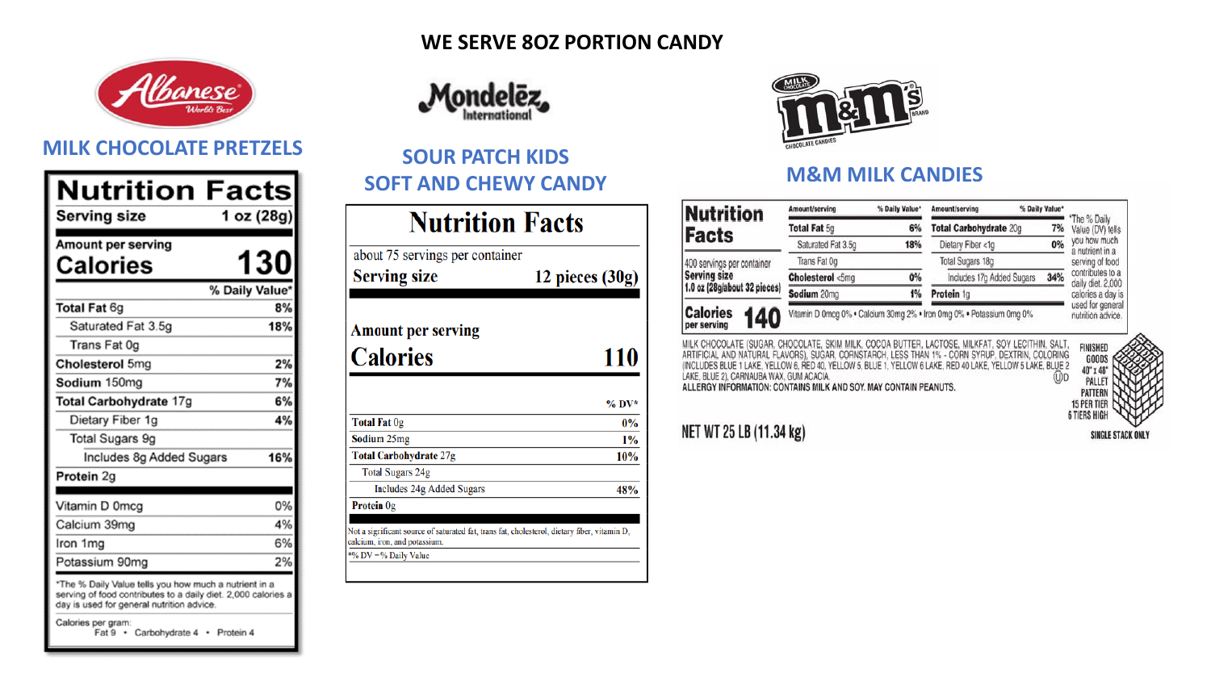# WE SERVE 8OZ PORTION CANDY

## Albanese World's Best — MILK CHOCOLATE PRETZELS

**Nutrition Facts**

| Serving size | 1 oz (28g) |
|---|---|
| **Amount per serving** | |
| **Calories** | **130** |
| | **% Daily Value*** |
| **Total Fat** 6g | **8%** |
| Saturated Fat 3.5g | **18%** |
| Trans Fat 0g | |
| **Cholesterol** 5mg | **2%** |
| **Sodium** 150mg | **7%** |
| **Total Carbohydrate** 17g | **6%** |
| Dietary Fiber 1g | **4%** |
| Total Sugars 9g | |
| Includes 8g Added Sugars | **16%** |
| **Protein** 2g | |
| Vitamin D 0mcg | 0% |
| Calcium 39mg | 4% |
| Iron 1mg | 6% |
| Potassium 90mg | 2% |

*The % Daily Value tells you how much a nutrient in a serving of food contributes to a daily diet. 2,000 calories a day is used for general nutrition advice.

Calories per gram:
Fat 9 • Carbohydrate 4 • Protein 4

## Mondelēz International — SOUR PATCH KIDS SOFT AND CHEWY CANDY

**Nutrition Facts**

about 75 servings per container

| **Serving size** | **12 pieces (30g)** |
|---|---|
| **Amount per serving** | |
| **Calories** | **110** |
| | **% DV*** |
| **Total Fat** 0g | **0%** |
| **Sodium** 25mg | **1%** |
| **Total Carbohydrate** 27g | **10%** |
| Total Sugars 24g | |
| Includes 24g Added Sugars | **48%** |
| **Protein** 0g | |

Not a significant source of saturated fat, trans fat, cholesterol, dietary fiber, vitamin D, calcium, iron, and potassium.

*% DV = % Daily Value

## M&M's Milk Chocolate — M&M MILK CANDIES

**Nutrition Facts**

400 servings per container
**Serving size**
**1.0 oz (28g/about 32 pieces)**

**Calories** per serving **140**

| Amount/serving | % Daily Value* | Amount/serving | % Daily Value* |
|---|---|---|---|
| **Total Fat** 5g | **6%** | **Total Carbohydrate** 20g | **7%** |
| Saturated Fat 3.5g | **18%** | Dietary Fiber <1g | **0%** |
| Trans Fat 0g | | Total Sugars 18g | |
| **Cholesterol** <5mg | **0%** | Includes 17g Added Sugars | **34%** |
| **Sodium** 20mg | **1%** | **Protein** 1g | |

Vitamin D 0mcg 0% • Calcium 30mg 2% • Iron 0mg 0% • Potassium 0mg 0%

*The % Daily Value (DV) tells you how much a nutrient in a serving of food contributes to a daily diet. 2,000 calories a day is used for general nutrition advice.

MILK CHOCOLATE (SUGAR, CHOCOLATE, SKIM MILK, COCOA BUTTER, LACTOSE, MILKFAT, SOY LECITHIN, SALT, ARTIFICIAL AND NATURAL FLAVORS), SUGAR, CORNSTARCH, LESS THAN 1% - CORN SYRUP, DEXTRIN, COLORING (INCLUDES BLUE 1 LAKE, YELLOW 6, RED 40, YELLOW 5, BLUE 1, YELLOW 6 LAKE, RED 40 LAKE, YELLOW 5 LAKE, BLUE 2 LAKE, BLUE 2), CARNAUBA WAX, GUM ACACIA.
ALLERGY INFORMATION: CONTAINS MILK AND SOY. MAY CONTAIN PEANUTS.

NET WT 25 LB (11.34 kg)

FINISHED GOODS 40" x 48" PALLET PATTERN 15 PER TIER 6 TIERS HIGH

SINGLE STACK ONLY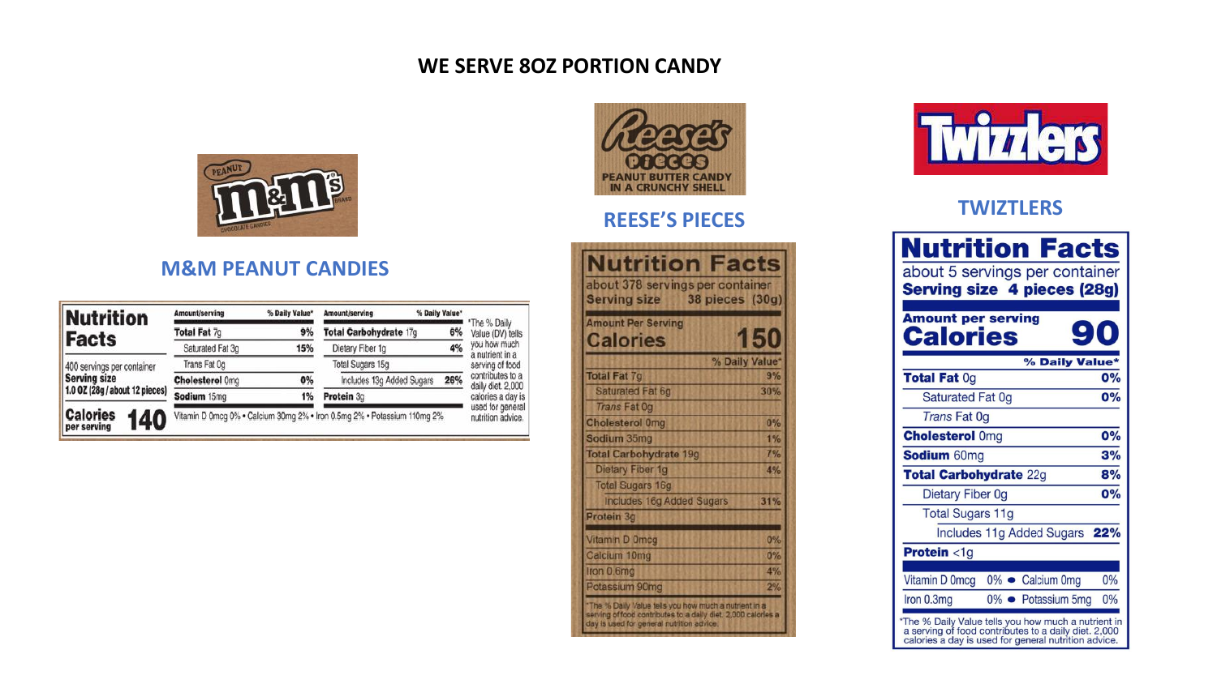# WE SERVE 8OZ PORTION CANDY

## M&M PEANUT CANDIES

PEANUT m&m's CHOCOLATE CANDIES

**Nutrition Facts**

400 servings per container
**Serving size** 1.0 OZ (28g / about 12 pieces)

**Calories** per serving **140**

| Amount/serving | % Daily Value* | Amount/serving | % Daily Value* |
|---|---|---|---|
| **Total Fat** 7g | **9%** | **Total Carbohydrate** 17g | **6%** |
| Saturated Fat 3g | **15%** | Dietary Fiber 1g | **4%** |
| Trans Fat 0g | | Total Sugars 15g | |
| **Cholesterol** 0mg | **0%** | Includes 13g Added Sugars | **26%** |
| **Sodium** 15mg | **1%** | **Protein** 3g | |

Vitamin D 0mcg 0% • Calcium 30mg 2% • Iron 0.5mg 2% • Potassium 110mg 2%

*The % Daily Value (DV) tells you how much a nutrient in a serving of food contributes to a daily diet. 2,000 calories a day is used for general nutrition advice.

## REESE'S PIECES

Reese's Pieces PEANUT BUTTER CANDY IN A CRUNCHY SHELL

**Nutrition Facts**

about 378 servings per container
Serving size 38 pieces (30g)

Amount Per Serving
**Calories 150**

| | % Daily Value* |
|---|---|
| Total Fat 7g | 9% |
| Saturated Fat 6g | 30% |
| *Trans* Fat 0g | |
| Cholesterol 0mg | 0% |
| Sodium 35mg | 1% |
| Total Carbohydrate 19g | 7% |
| Dietary Fiber 1g | 4% |
| Total Sugars 16g | |
| Includes 16g Added Sugars | 31% |
| Protein 3g | |
| Vitamin D 0mcg | 0% |
| Calcium 10mg | 0% |
| Iron 0.6mg | 4% |
| Potassium 90mg | 2% |

*The % Daily Value tells you how much a nutrient in a serving of food contributes to a daily diet. 2,000 calories a day is used for general nutrition advice.

## TWIZTLERS

Twizzlers

**Nutrition Facts**

about 5 servings per container
**Serving size 4 pieces (28g)**

**Amount per serving**
**Calories 90**

| | **% Daily Value*** |
|---|---|
| **Total Fat** 0g | **0%** |
| Saturated Fat 0g | **0%** |
| *Trans* Fat 0g | |
| **Cholesterol** 0mg | **0%** |
| **Sodium** 60mg | **3%** |
| **Total Carbohydrate** 22g | **8%** |
| Dietary Fiber 0g | **0%** |
| Total Sugars 11g | |
| Includes 11g Added Sugars | **22%** |
| **Protein** <1g | |

Vitamin D 0mcg 0% • Calcium 0mg 0%
Iron 0.3mg 0% • Potassium 5mg 0%

*The % Daily Value tells you how much a nutrient in a serving of food contributes to a daily diet. 2,000 calories a day is used for general nutrition advice.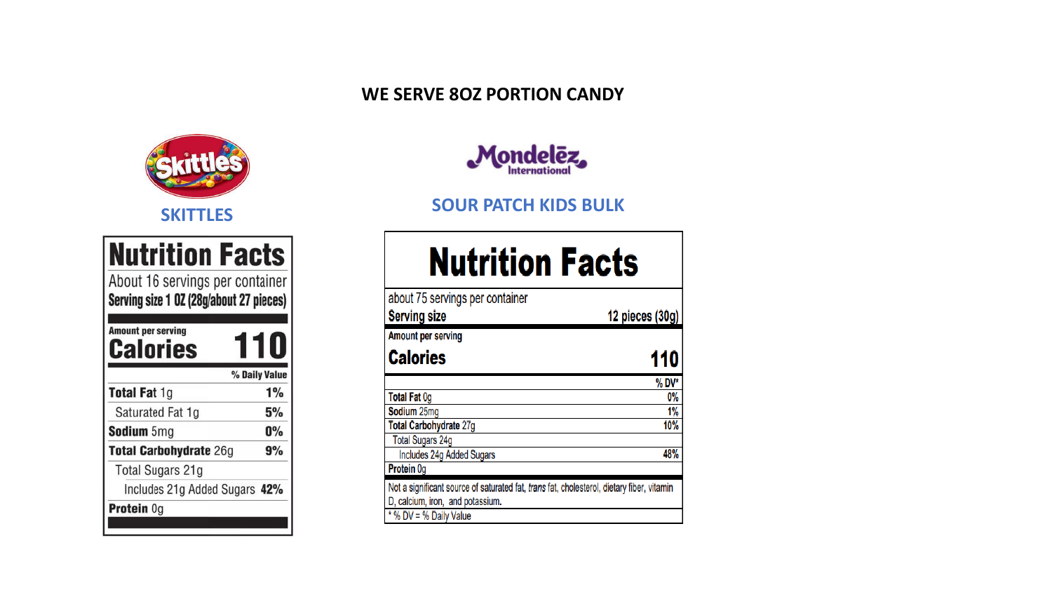# WE SERVE 8OZ PORTION CANDY

## SKITTLES

**Nutrition Facts**

About 16 servings per container
**Serving size 1 OZ (28g/about 27 pieces)**

| Amount per serving | |
|---|---|
| **Calories** | **110** |
| | **% Daily Value** |
| **Total Fat** 1g | **1%** |
| Saturated Fat 1g | **5%** |
| **Sodium** 5mg | **0%** |
| **Total Carbohydrate** 26g | **9%** |
| Total Sugars 21g | |
| Includes 21g Added Sugars | **42%** |
| **Protein** 0g | |

## Mondelēz International

## SOUR PATCH KIDS BULK

**Nutrition Facts**

about 75 servings per container

| | |
|---|---|
| **Serving size** | **12 pieces (30g)** |
| Amount per serving | |
| **Calories** | **110** |
| | **% DV*** |
| **Total Fat** 0g | **0%** |
| **Sodium** 25mg | **1%** |
| **Total Carbohydrate** 27g | **10%** |
| Total Sugars 24g | |
| Includes 24g Added Sugars | **48%** |
| **Protein** 0g | |

Not a significant source of saturated fat, *trans* fat, cholesterol, dietary fiber, vitamin D, calcium, iron, and potassium.

* % DV = % Daily Value